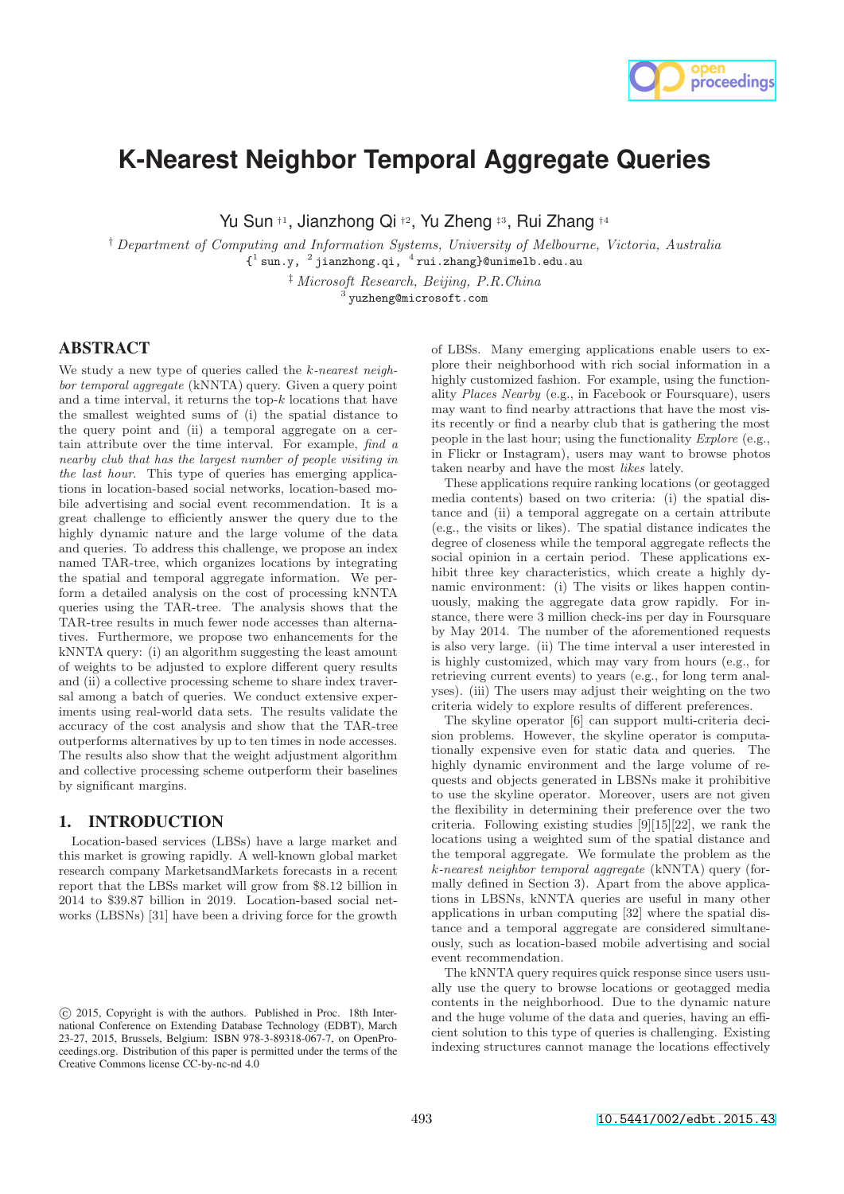# K-Nearest Neighbor Temporal Aggregate Queries

Yu Sun †1, Jianzhong Qi †2, Yu Zheng ‡3, Rui Zhang †4

† *Department of Computing and Information Systems, University of Melbourne, Victoria, Australia*
{[1] sun.y, [2] jianzhong.qi, [4] rui.zhang}@unimelb.edu.au

‡ *Microsoft Research, Beijing, P.R.China*
[3] yuzheng@microsoft.com

## ABSTRACT

We study a new type of queries called the *k-nearest neighbor temporal aggregate* (kNNTA) query. Given a query point and a time interval, it returns the top-$k$ locations that have the smallest weighted sums of (i) the spatial distance to the query point and (ii) a temporal aggregate on a certain attribute over the time interval. For example, *find a nearby club that has the largest number of people visiting in the last hour*. This type of queries has emerging applications in location-based social networks, location-based mobile advertising and social event recommendation. It is a great challenge to efficiently answer the query due to the highly dynamic nature and the large volume of the data and queries. To address this challenge, we propose an index named TAR-tree, which organizes locations by integrating the spatial and temporal aggregate information. We perform a detailed analysis on the cost of processing kNNTA queries using the TAR-tree. The analysis shows that the TAR-tree results in much fewer node accesses than alternatives. Furthermore, we propose two enhancements for the kNNTA query: (i) an algorithm suggesting the least amount of weights to be adjusted to explore different query results and (ii) a collective processing scheme to share index traversal among a batch of queries. We conduct extensive experiments using real-world data sets. The results validate the accuracy of the cost analysis and show that the TAR-tree outperforms alternatives by up to ten times in node accesses. The results also show that the weight adjustment algorithm and collective processing scheme outperform their baselines by significant margins.

## 1. INTRODUCTION

Location-based services (LBSs) have a large market and this market is growing rapidly. A well-known global market research company MarketsandMarkets forecasts in a recent report that the LBSs market will grow from \$8.12 billion in 2014 to \$39.87 billion in 2019. Location-based social networks (LBSNs) [31] have been a driving force for the growth of LBSs. Many emerging applications enable users to explore their neighborhood with rich social information in a highly customized fashion. For example, using the functionality *Places Nearby* (e.g., in Facebook or Foursquare), users may want to find nearby attractions that have the most visits recently or find a nearby club that is gathering the most people in the last hour; using the functionality *Explore* (e.g., in Flickr or Instagram), users may want to browse photos taken nearby and have the most *likes* lately.

These applications require ranking locations (or geotagged media contents) based on two criteria: (i) the spatial distance and (ii) a temporal aggregate on a certain attribute (e.g., the visits or likes). The spatial distance indicates the degree of closeness while the temporal aggregate reflects the social opinion in a certain period. These applications exhibit three key characteristics, which create a highly dynamic environment: (i) The visits or likes happen continuously, making the aggregate data grow rapidly. For instance, there were 3 million check-ins per day in Foursquare by May 2014. The number of the aforementioned requests is also very large. (ii) The time interval a user interested in is highly customized, which may vary from hours (e.g., for retrieving current events) to years (e.g., for long term analyses). (iii) The users may adjust their weighting on the two criteria widely to explore results of different preferences.

The skyline operator [6] can support multi-criteria decision problems. However, the skyline operator is computationally expensive even for static data and queries. The highly dynamic environment and the large volume of requests and objects generated in LBSNs make it prohibitive to use the skyline operator. Moreover, users are not given the flexibility in determining their preference over the two criteria. Following existing studies [9][15][22], we rank the locations using a weighted sum of the spatial distance and the temporal aggregate. We formulate the problem as the *k-nearest neighbor temporal aggregate* (kNNTA) query (formally defined in Section 3). Apart from the above applications in LBSNs, kNNTA queries are useful in many other applications in urban computing [32] where the spatial distance and a temporal aggregate are considered simultaneously, such as location-based mobile advertising and social event recommendation.

The kNNTA query requires quick response since users usually use the query to browse locations or geotagged media contents in the neighborhood. Due to the dynamic nature and the huge volume of the data and queries, having an efficient solution to this type of queries is challenging. Existing indexing structures cannot manage the locations effectively

© 2015, Copyright is with the authors. Published in Proc. 18th International Conference on Extending Database Technology (EDBT), March 23-27, 2015, Brussels, Belgium: ISBN 978-3-89318-067-7, on OpenProceedings.org. Distribution of this paper is permitted under the terms of the Creative Commons license CC-by-nc-nd 4.0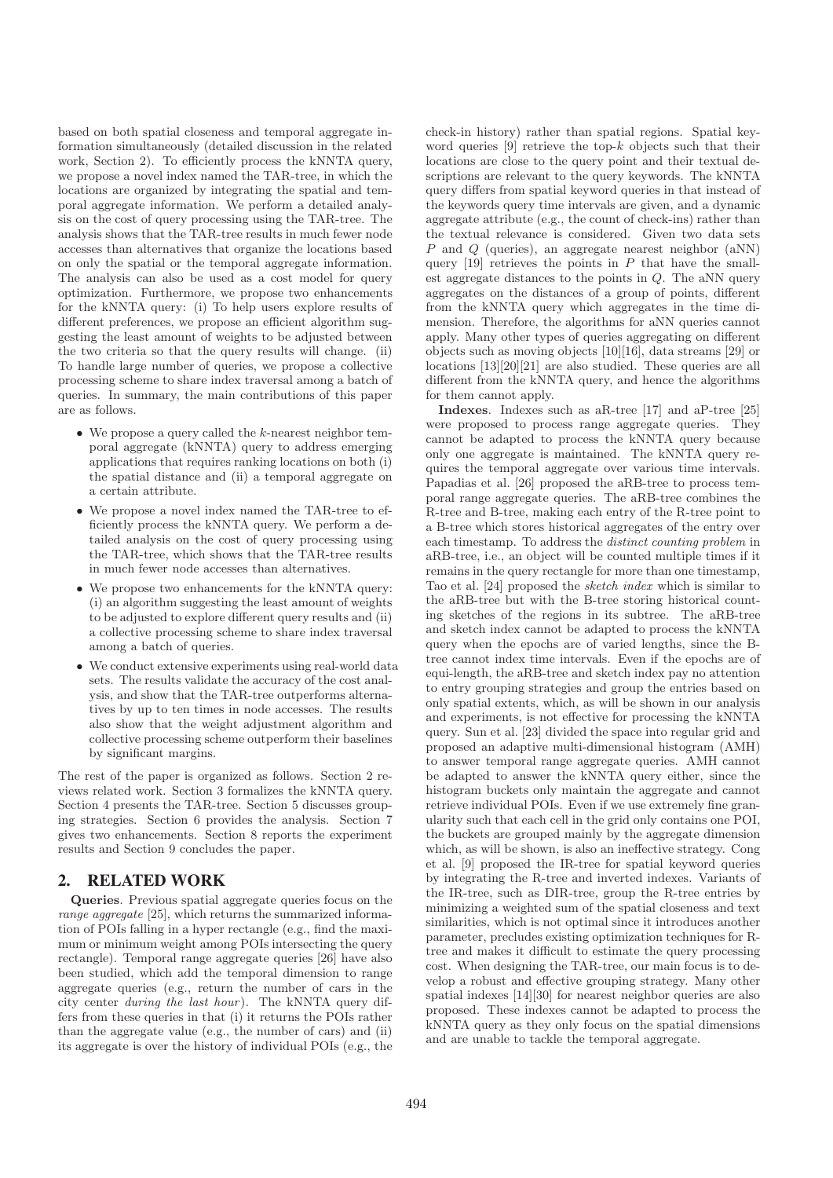based on both spatial closeness and temporal aggregate information simultaneously (detailed discussion in the related work, Section 2). To efficiently process the kNNTA query, we propose a novel index named the TAR-tree, in which the locations are organized by integrating the spatial and temporal aggregate information. We perform a detailed analysis on the cost of query processing using the TAR-tree. The analysis shows that the TAR-tree results in much fewer node accesses than alternatives that organize the locations based on only the spatial or the temporal aggregate information. The analysis can also be used as a cost model for query optimization. Furthermore, we propose two enhancements for the kNNTA query: (i) To help users explore results of different preferences, we propose an efficient algorithm suggesting the least amount of weights to be adjusted between the two criteria so that the query results will change. (ii) To handle large number of queries, we propose a collective processing scheme to share index traversal among a batch of queries. In summary, the main contributions of this paper are as follows.

- We propose a query called the $k$-nearest neighbor temporal aggregate (kNNTA) query to address emerging applications that requires ranking locations on both (i) the spatial distance and (ii) a temporal aggregate on a certain attribute.
- We propose a novel index named the TAR-tree to efficiently process the kNNTA query. We perform a detailed analysis on the cost of query processing using the TAR-tree, which shows that the TAR-tree results in much fewer node accesses than alternatives.
- We propose two enhancements for the kNNTA query: (i) an algorithm suggesting the least amount of weights to be adjusted to explore different query results and (ii) a collective processing scheme to share index traversal among a batch of queries.
- We conduct extensive experiments using real-world data sets. The results validate the accuracy of the cost analysis, and show that the TAR-tree outperforms alternatives by up to ten times in node accesses. The results also show that the weight adjustment algorithm and collective processing scheme outperform their baselines by significant margins.

The rest of the paper is organized as follows. Section 2 reviews related work. Section 3 formalizes the kNNTA query. Section 4 presents the TAR-tree. Section 5 discusses grouping strategies. Section 6 provides the analysis. Section 7 gives two enhancements. Section 8 reports the experiment results and Section 9 concludes the paper.

## 2. RELATED WORK

**Queries**. Previous spatial aggregate queries focus on the *range aggregate* [25], which returns the summarized information of POIs falling in a hyper rectangle (e.g., find the maximum or minimum weight among POIs intersecting the query rectangle). Temporal range aggregate queries [26] have also been studied, which add the temporal dimension to range aggregate queries (e.g., return the number of cars in the city center *during the last hour*). The kNNTA query differs from these queries in that (i) it returns the POIs rather than the aggregate value (e.g., the number of cars) and (ii) its aggregate is over the history of individual POIs (e.g., the check-in history) rather than spatial regions. Spatial keyword queries [9] retrieve the top-$k$ objects such that their locations are close to the query point and their textual descriptions are relevant to the query keywords. The kNNTA query differs from spatial keyword queries in that instead of the keywords query time intervals are given, and a dynamic aggregate attribute (e.g., the count of check-ins) rather than the textual relevance is considered. Given two data sets $P$ and $Q$ (queries), an aggregate nearest neighbor (aNN) query [19] retrieves the points in $P$ that have the smallest aggregate distances to the points in $Q$. The aNN query aggregates on the distances of a group of points, different from the kNNTA query which aggregates in the time dimension. Therefore, the algorithms for aNN queries cannot apply. Many other types of queries aggregating on different objects such as moving objects [10][16], data streams [29] or locations [13][20][21] are also studied. These queries are all different from the kNNTA query, and hence the algorithms for them cannot apply.

**Indexes**. Indexes such as aR-tree [17] and aP-tree [25] were proposed to process range aggregate queries. They cannot be adapted to process the kNNTA query because only one aggregate is maintained. The kNNTA query requires the temporal aggregate over various time intervals. Papadias et al. [26] proposed the aRB-tree to process temporal range aggregate queries. The aRB-tree combines the R-tree and B-tree, making each entry of the R-tree point to a B-tree which stores historical aggregates of the entry over each timestamp. To address the *distinct counting problem* in aRB-tree, i.e., an object will be counted multiple times if it remains in the query rectangle for more than one timestamp, Tao et al. [24] proposed the *sketch index* which is similar to the aRB-tree but with the B-tree storing historical counting sketches of the regions in its subtree. The aRB-tree and sketch index cannot be adapted to process the kNNTA query when the epochs are of varied lengths, since the B-tree cannot index time intervals. Even if the epochs are of equi-length, the aRB-tree and sketch index pay no attention to entry grouping strategies and group the entries based on only spatial extents, which, as will be shown in our analysis and experiments, is not effective for processing the kNNTA query. Sun et al. [23] divided the space into regular grid and proposed an adaptive multi-dimensional histogram (AMH) to answer temporal range aggregate queries. AMH cannot be adapted to answer the kNNTA query either, since the histogram buckets only maintain the aggregate and cannot retrieve individual POIs. Even if we use extremely fine granularity such that each cell in the grid only contains one POI, the buckets are grouped mainly by the aggregate dimension which, as will be shown, is also an ineffective strategy. Cong et al. [9] proposed the IR-tree for spatial keyword queries by integrating the R-tree and inverted indexes. Variants of the IR-tree, such as DIR-tree, group the R-tree entries by minimizing a weighted sum of the spatial closeness and text similarities, which is not optimal since it introduces another parameter, precludes existing optimization techniques for R-tree and makes it difficult to estimate the query processing cost. When designing the TAR-tree, our main focus is to develop a robust and effective grouping strategy. Many other spatial indexes [14][30] for nearest neighbor queries are also proposed. These indexes cannot be adapted to process the kNNTA query as they only focus on the spatial dimensions and are unable to tackle the temporal aggregate.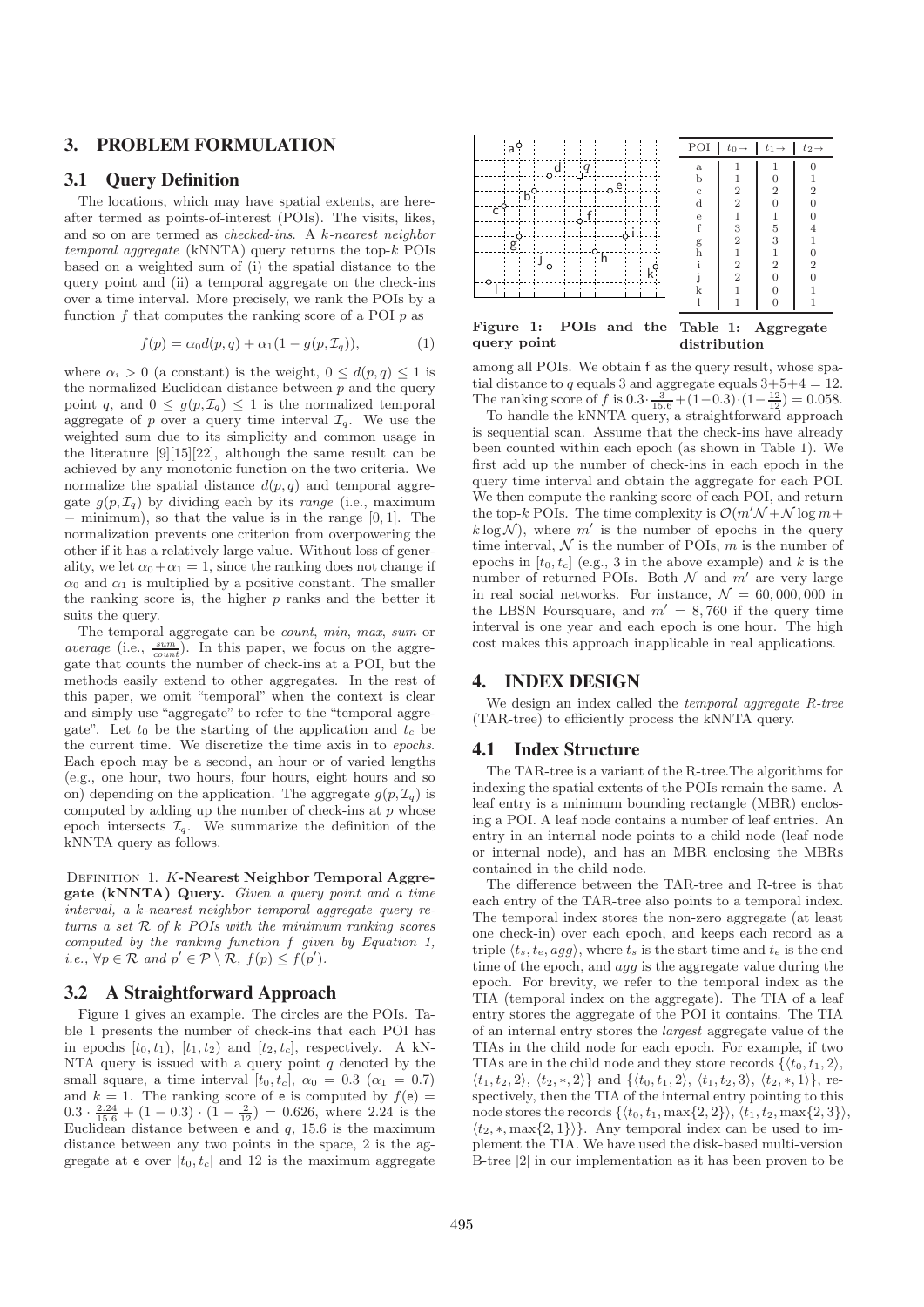## 3. PROBLEM FORMULATION

### 3.1 Query Definition

The locations, which may have spatial extents, are hereafter termed as points-of-interest (POIs). The visits, likes, and so on are termed as *checked-ins*. A *k-nearest neighbor temporal aggregate* (kNNTA) query returns the top-$k$ POIs based on a weighted sum of (i) the spatial distance to the query point and (ii) a temporal aggregate on the check-ins over a time interval. More precisely, we rank the POIs by a function $f$ that computes the ranking score of a POI $p$ as

$$f(p) = \alpha_0 d(p, q) + \alpha_1(1 - g(p, \mathcal{I}_q)), \quad (1)$$

where $\alpha_i > 0$ (a constant) is the weight, $0 \leq d(p, q) \leq 1$ is the normalized Euclidean distance between $p$ and the query point $q$, and $0 \leq g(p, \mathcal{I}_q) \leq 1$ is the normalized temporal aggregate of $p$ over a query time interval $\mathcal{I}_q$. We use the weighted sum due to its simplicity and common usage in the literature [9][15][22], although the same result can be achieved by any monotonic function on the two criteria. We normalize the spatial distance $d(p, q)$ and temporal aggregate $g(p, \mathcal{I}_q)$ by dividing each by its *range* (i.e., maximum − minimum), so that the value is in the range $[0, 1]$. The normalization prevents one criterion from overpowering the other if it has a relatively large value. Without loss of generality, we let $\alpha_0 + \alpha_1 = 1$, since the ranking does not change if $\alpha_0$ and $\alpha_1$ is multiplied by a positive constant. The smaller the ranking score is, the higher $p$ ranks and the better it suits the query.

The temporal aggregate can be *count*, *min*, *max*, *sum* or *average* (i.e., $\frac{sum}{count}$). In this paper, we focus on the aggregate that counts the number of check-ins at a POI, but the methods easily extend to other aggregates. In the rest of this paper, we omit "temporal" when the context is clear and simply use "aggregate" to refer to the "temporal aggregate". Let $t_0$ be the starting of the application and $t_c$ be the current time. We discretize the time axis in to *epochs*. Each epoch may be a second, an hour or of varied lengths (e.g., one hour, two hours, four hours, eight hours and so on) depending on the application. The aggregate $g(p, \mathcal{I}_q)$ is computed by adding up the number of check-ins at $p$ whose epoch intersects $\mathcal{I}_q$. We summarize the definition of the kNNTA query as follows.

Definition 1. ***K*-Nearest Neighbor Temporal Aggregate (kNNTA) Query.** *Given a query point and a time interval, a k-nearest neighbor temporal aggregate query returns a set $\mathcal{R}$ of $k$ POIs with the minimum ranking scores computed by the ranking function $f$ given by Equation 1, i.e., $\forall p \in \mathcal{R}$ and $p' \in \mathcal{P} \setminus \mathcal{R}$, $f(p) \leq f(p')$.*

### 3.2 A Straightforward Approach

Figure 1 gives an example. The circles are the POIs. Table 1 presents the number of check-ins that each POI has in epochs $[t_0, t_1)$, $[t_1, t_2)$ and $[t_2, t_c]$, respectively. A kNNTA query is issued with a query point $q$ denoted by the small square, a time interval $[t_0, t_c]$, $\alpha_0 = 0.3$ ($\alpha_1 = 0.7$) and $k = 1$. The ranking score of e is computed by $f(\mathsf{e}) = 0.3 \cdot \frac{2.24}{15.6} + (1 - 0.3) \cdot (1 - \frac{2}{12}) = 0.626$, where 2.24 is the Euclidean distance between e and $q$, 15.6 is the maximum distance between any two points in the space, 2 is the aggregate at e over $[t_0, t_c]$ and 12 is the maximum aggregate among all POIs. We obtain f as the query result, whose spatial distance to $q$ equals 3 and aggregate equals $3+5+4 = 12$. The ranking score of $f$ is $0.3 \cdot \frac{3}{15.6} + (1-0.3) \cdot (1 - \frac{12}{12}) = 0.058$.

Figure 1: POIs and the query point

| POI | $t_0 \rightarrow$ | $t_1 \rightarrow$ | $t_2 \rightarrow$ |
|---|---|---|---|
| a | 1 | 1 | 0 |
| b | 1 | 0 | 1 |
| c | 2 | 2 | 2 |
| d | 2 | 0 | 0 |
| e | 1 | 1 | 0 |
| f | 3 | 5 | 4 |
| g | 2 | 3 | 1 |
| h | 1 | 1 | 0 |
| i | 2 | 2 | 2 |
| j | 2 | 0 | 0 |
| k | 1 | 0 | 1 |
| l | 1 | 0 | 1 |

Table 1: Aggregate distribution

To handle the kNNTA query, a straightforward approach is sequential scan. Assume that the check-ins have already been counted within each epoch (as shown in Table 1). We first add up the number of check-ins in each epoch in the query time interval and obtain the aggregate for each POI. We then compute the ranking score of each POI, and return the top-$k$ POIs. The time complexity is $\mathcal{O}(m'\mathcal{N} + \mathcal{N} \log m + k \log \mathcal{N})$, where $m'$ is the number of epochs in the query time interval, $\mathcal{N}$ is the number of POIs, $m$ is the number of epochs in $[t_0, t_c]$ (e.g., 3 in the above example) and $k$ is the number of returned POIs. Both $\mathcal{N}$ and $m'$ are very large in real social networks. For instance, $\mathcal{N} = 60,000,000$ in the LBSN Foursquare, and $m' = 8,760$ if the query time interval is one year and each epoch is one hour. The high cost makes this approach inapplicable in real applications.

## 4. INDEX DESIGN

We design an index called the *temporal aggregate R-tree* (TAR-tree) to efficiently process the kNNTA query.

### 4.1 Index Structure

The TAR-tree is a variant of the R-tree.The algorithms for indexing the spatial extents of the POIs remain the same. A leaf entry is a minimum bounding rectangle (MBR) enclosing a POI. A leaf node contains a number of leaf entries. An entry in an internal node points to a child node (leaf node or internal node), and has an MBR enclosing the MBRs contained in the child node.

The difference between the TAR-tree and R-tree is that each entry of the TAR-tree also points to a temporal index. The temporal index stores the non-zero aggregate (at least one check-in) over each epoch, and keeps each record as a triple $\langle t_s, t_e, agg \rangle$, where $t_s$ is the start time and $t_e$ is the end time of the epoch, and $agg$ is the aggregate value during the epoch. For brevity, we refer to the temporal index as the TIA (temporal index on the aggregate). The TIA of a leaf entry stores the aggregate of the POI it contains. The TIA of an internal entry stores the *largest* aggregate value of the TIAs in the child node for each epoch. For example, if two TIAs are in the child node and they store records $\{\langle t_0, t_1, 2 \rangle, \langle t_1, t_2, 2 \rangle, \langle t_2, *, 2 \rangle\}$ and $\{\langle t_0, t_1, 2 \rangle, \langle t_1, t_2, 3 \rangle, \langle t_2, *, 1 \rangle\}$, respectively, then the TIA of the internal entry pointing to this node stores the records $\{\langle t_0, t_1, \max\{2, 2\} \rangle, \langle t_1, t_2, \max\{2, 3\} \rangle, \langle t_2, *, \max\{2, 1\} \rangle\}$. Any temporal index can be used to implement the TIA. We have used the disk-based multi-version B-tree [2] in our implementation as it has been proven to be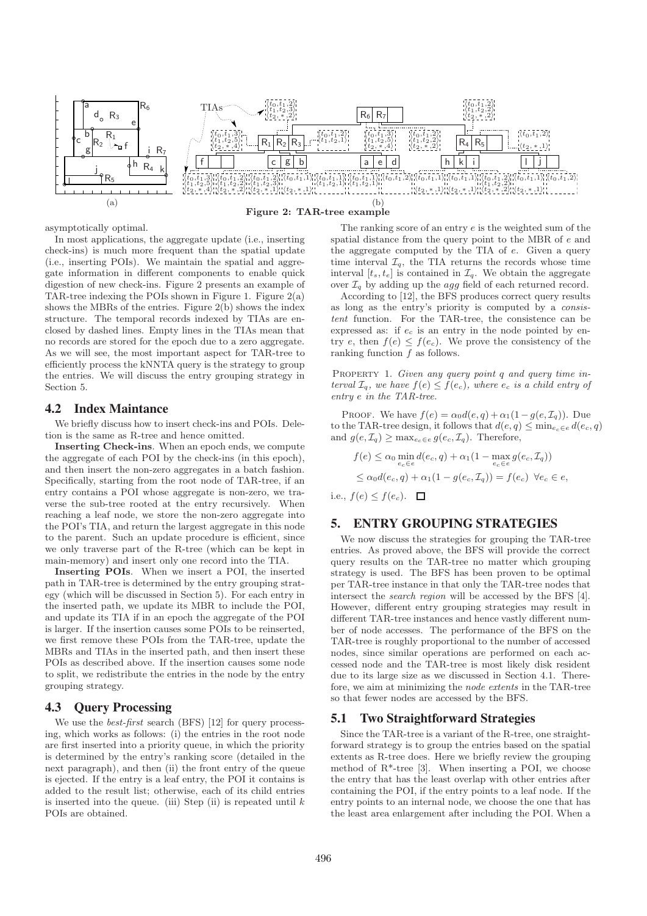(a)

(b)

**Figure 2: TAR-tree example**

asymptotically optimal.

In most applications, the aggregate update (i.e., inserting check-ins) is much more frequent than the spatial update (i.e., inserting POIs). We maintain the spatial and aggregate information in different components to enable quick digestion of new check-ins. Figure 2 presents an example of TAR-tree indexing the POIs shown in Figure 1. Figure 2(a) shows the MBRs of the entries. Figure 2(b) shows the index structure. The temporal records indexed by TIAs are enclosed by dashed lines. Empty lines in the TIAs mean that no records are stored for the epoch due to a zero aggregate. As we will see, the most important aspect for TAR-tree to efficiently process the kNNTA query is the strategy to group the entries. We will discuss the entry grouping strategy in Section 5.

## 4.2 Index Maintance

We briefly discuss how to insert check-ins and POIs. Deletion is the same as R-tree and hence omitted.

**Inserting Check-ins**. When an epoch ends, we compute the aggregate of each POI by the check-ins (in this epoch), and then insert the non-zero aggregates in a batch fashion. Specifically, starting from the root node of TAR-tree, if an entry contains a POI whose aggregate is non-zero, we traverse the sub-tree rooted at the entry recursively. When reaching a leaf node, we store the non-zero aggregate into the POI's TIA, and return the largest aggregate in this node to the parent. Such an update procedure is efficient, since we only traverse part of the R-tree (which can be kept in main-memory) and insert only one record into the TIA.

**Inserting POIs**. When we insert a POI, the inserted path in TAR-tree is determined by the entry grouping strategy (which will be discussed in Section 5). For each entry in the inserted path, we update its MBR to include the POI, and update its TIA if in an epoch the aggregate of the POI is larger. If the insertion causes some POIs to be reinserted, we first remove these POIs from the TAR-tree, update the MBRs and TIAs in the inserted path, and then insert these POIs as described above. If the insertion causes some node to split, we redistribute the entries in the node by the entry grouping strategy.

## 4.3 Query Processing

We use the *best-first* search (BFS) [12] for query processing, which works as follows: (i) the entries in the root node are first inserted into a priority queue, in which the priority is determined by the entry's ranking score (detailed in the next paragraph), and then (ii) the front entry of the queue is ejected. If the entry is a leaf entry, the POI it contains is added to the result list; otherwise, each of its child entries is inserted into the queue. (iii) Step (ii) is repeated until $k$ POIs are obtained.

The ranking score of an entry $e$ is the weighted sum of the spatial distance from the query point to the MBR of $e$ and the aggregate computed by the TIA of $e$. Given a query time interval $\mathcal{I}_q$, the TIA returns the records whose time interval $[t_s, t_e]$ is contained in $\mathcal{I}_q$. We obtain the aggregate over $\mathcal{I}_q$ by adding up the *agg* field of each returned record.

According to [12], the BFS produces correct query results as long as the entry's priority is computed by a *consistent* function. For the TAR-tree, the consistence can be expressed as: if $e_c$ is an entry in the node pointed by entry $e$, then $f(e) \leq f(e_c)$. We prove the consistency of the ranking function $f$ as follows.

PROPERTY 1. *Given any query point $q$ and query time interval $\mathcal{I}_q$, we have $f(e) \leq f(e_c)$, where $e_c$ is a child entry of entry $e$ in the TAR-tree.*

PROOF. We have $f(e) = \alpha_0 d(e, q) + \alpha_1(1 - g(e, \mathcal{I}_q))$. Due to the TAR-tree design, it follows that $d(e, q) \leq \min_{e_c \in e} d(e_c, q)$ and $g(e, \mathcal{I}_q) \geq \max_{e_c \in e} g(e_c, \mathcal{I}_q)$. Therefore,

$$f(e) \leq \alpha_0 \min_{e_c \in e} d(e_c, q) + \alpha_1(1 - \max_{e_c \in e} g(e_c, \mathcal{I}_q))$$

$$\leq \alpha_0 d(e_c, q) + \alpha_1(1 - g(e_c, \mathcal{I}_q)) = f(e_c) \ \ \forall e_c \in e,$$

i.e., $f(e) \leq f(e_c)$. $\square$

# 5. ENTRY GROUPING STRATEGIES

We now discuss the strategies for grouping the TAR-tree entries. As proved above, the BFS will provide the correct query results on the TAR-tree no matter which grouping strategy is used. The BFS has been proven to be optimal per TAR-tree instance in that only the TAR-tree nodes that intersect the *search region* will be accessed by the BFS [4]. However, different entry grouping strategies may result in different TAR-tree instances and hence vastly different number of node accesses. The performance of the BFS on the TAR-tree is roughly proportional to the number of accessed nodes, since similar operations are performed on each accessed node and the TAR-tree is most likely disk resident due to its large size as we discussed in Section 4.1. Therefore, we aim at minimizing the *node extents* in the TAR-tree so that fewer nodes are accessed by the BFS.

## 5.1 Two Straightforward Strategies

Since the TAR-tree is a variant of the R-tree, one straightforward strategy is to group the entries based on the spatial extents as R-tree does. Here we briefly review the grouping method of R*-tree [3]. When inserting a POI, we choose the entry that has the least overlap with other entries after containing the POI, if the entry points to a leaf node. If the entry points to an internal node, we choose the one that has the least area enlargement after including the POI. When a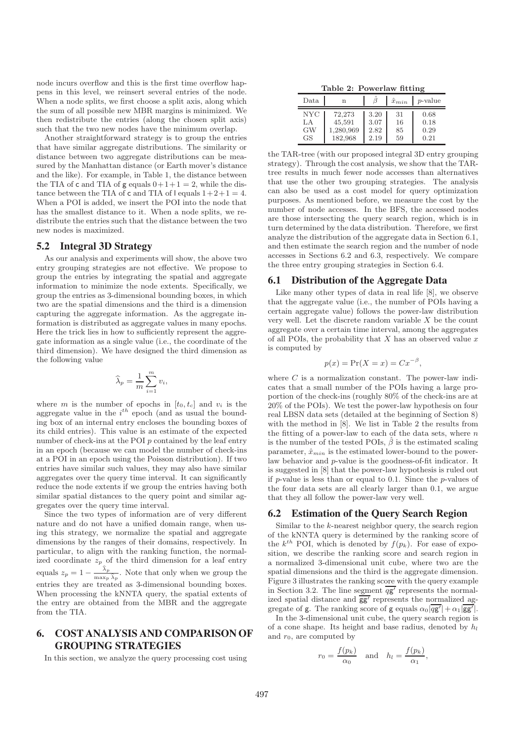node incurs overflow and this is the first time overflow happens in this level, we reinsert several entries of the node. When a node splits, we first choose a split axis, along which the sum of all possible new MBR margins is minimized. We then redistribute the entries (along the chosen split axis) such that the two new nodes have the minimum overlap.

Another straightforward strategy is to group the entries that have similar aggregate distributions. The similarity or distance between two aggregate distributions can be measured by the Manhattan distance (or Earth mover's distance and the like). For example, in Table 1, the distance between the TIA of c and TIA of g equals $0+1+1=2$, while the distance between the TIA of c and TIA of l equals $1+2+1=4$. When a POI is added, we insert the POI into the node that has the smallest distance to it. When a node splits, we redistribute the entries such that the distance between the two new nodes is maximized.

## 5.2 Integral 3D Strategy

As our analysis and experiments will show, the above two entry grouping strategies are not effective. We propose to group the entries by integrating the spatial and aggregate information to minimize the node extents. Specifically, we group the entries as 3-dimensional bounding boxes, in which two are the spatial dimensions and the third is a dimension capturing the aggregate information. As the aggregate information is distributed as aggregate values in many epochs. Here the trick lies in how to sufficiently represent the aggregate information as a single value (i.e., the coordinate of the third dimension). We have designed the third dimension as the following value

$$\widehat{\lambda}_p = \frac{1}{m}\sum_{i=1}^{m} v_i,$$

where $m$ is the number of epochs in $[t_0, t_c]$ and $v_i$ is the aggregate value in the $i^{th}$ epoch (and as usual the bounding box of an internal entry encloses the bounding boxes of its child entries). This value is an estimate of the expected number of check-ins at the POI $p$ contained by the leaf entry in an epoch (because we can model the number of check-ins at a POI in an epoch using the Poisson distribution). If two entries have similar such values, they may also have similar aggregates over the query time interval. It can significantly reduce the node extents if we group the entries having both similar spatial distances to the query point and similar aggregates over the query time interval.

Since the two types of information are of very different nature and do not have a unified domain range, when using this strategy, we normalize the spatial and aggregate dimensions by the ranges of their domains, respectively. In particular, to align with the ranking function, the normalized coordinate $z_p$ of the third dimension for a leaf entry equals $z_p = 1 - \frac{\widehat{\lambda}_p}{\max_p \widehat{\lambda}_p}$. Note that only when we group the entries they are treated as 3-dimensional bounding boxes. When processing the kNNTA query, the spatial extents of the entry are obtained from the MBR and the aggregate from the TIA.

# 6. COST ANALYSIS AND COMPARISON OF GROUPING STRATEGIES

In this section, we analyze the query processing cost using the TAR-tree (with our proposed integral 3D entry grouping strategy). Through the cost analysis, we show that the TAR-tree results in much fewer node accesses than alternatives that use the other two grouping strategies. The analysis can also be used as a cost model for query optimization purposes. As mentioned before, we measure the cost by the number of node accesses. In the BFS, the accessed nodes are those intersecting the query search region, which is in turn determined by the data distribution. Therefore, we first analyze the distribution of the aggregate data in Section 6.1, and then estimate the search region and the number of node accesses in Sections 6.2 and 6.3, respectively. We compare the three entry grouping strategies in Section 6.4.

**Table 2: Powerlaw fitting**

| Data | n | $\hat{\beta}$ | $\hat{x}_{min}$ | $p$-value |
|---|---|---|---|---|
| NYC | 72,273 | 3.20 | 31 | 0.68 |
| LA | 45,591 | 3.07 | 16 | 0.18 |
| GW | 1,280,969 | 2.82 | 85 | 0.29 |
| GS | 182,968 | 2.19 | 59 | 0.21 |

## 6.1 Distribution of the Aggregate Data

Like many other types of data in real life [8], we observe that the aggregate value (i.e., the number of POIs having a certain aggregate value) follows the power-law distribution very well. Let the discrete random variable $X$ be the count aggregate over a certain time interval, among the aggregates of all POIs, the probability that $X$ has an observed value $x$ is computed by

$$p(x) = \Pr(X = x) = Cx^{-\beta},$$

where $C$ is a normalization constant. The power-law indicates that a small number of the POIs having a large proportion of the check-ins (roughly 80% of the check-ins are at 20% of the POIs). We test the power-law hypothesis on four real LBSN data sets (detailed at the beginning of Section 8) with the method in [8]. We list in Table 2 the results from the fitting of a power-law to each of the data sets, where $n$ is the number of the tested POIs, $\hat{\beta}$ is the estimated scaling parameter, $\hat{x}_{min}$ is the estimated lower-bound to the power-law behavior and $p$-value is the goodness-of-fit indicator. It is suggested in [8] that the power-law hypothesis is ruled out if $p$-value is less than or equal to 0.1. Since the $p$-values of the four data sets are all clearly larger than 0.1, we argue that they all follow the power-law very well.

## 6.2 Estimation of the Query Search Region

Similar to the $k$-nearest neighbor query, the search region of the kNNTA query is determined by the ranking score of the $k^{th}$ POI, which is denoted by $f(p_k)$. For ease of exposition, we describe the ranking score and search region in a normalized 3-dimensional unit cube, where two are the spatial dimensions and the third is the aggregate dimension. Figure 3 illustrates the ranking score with the query example in Section 3.2. The line segment $\overline{qg'}$ represents the normalized spatial distance and $\overline{gg'}$ represents the normalized aggregate of g. The ranking score of g equals $\alpha_0|\overline{qg'}| + \alpha_1|\overline{gg'}|$.

In the 3-dimensional unit cube, the query search region is of a cone shape. Its height and base radius, denoted by $h_l$ and $r_0$, are computed by

$$r_0 = \frac{f(p_k)}{\alpha_0} \quad \text{and} \quad h_l = \frac{f(p_k)}{\alpha_1},$$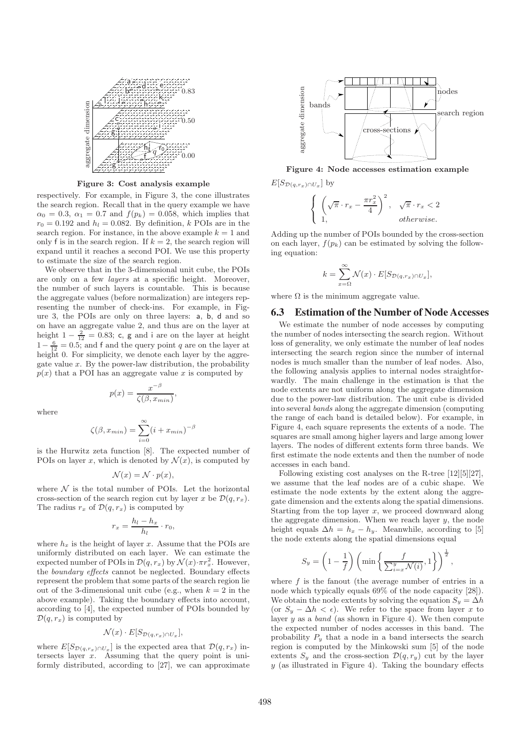aggregate dimension

a e d e
b k 0.83
l j h
c
0.50
g i
h i r0
f q 0.00
g

**Figure 3: Cost analysis example**

respectively. For example, in Figure 3, the cone illustrates the search region. Recall that in the query example we have $\alpha_0 = 0.3$, $\alpha_1 = 0.7$ and $f(p_k) = 0.058$, which implies that $r_0 = 0.192$ and $h_l = 0.082$. By definition, $k$ POIs are in the search region. For instance, in the above example $k = 1$ and only f is in the search region. If $k = 2$, the search region will expand until it reaches a second POI. We use this property to estimate the size of the search region.

We observe that in the 3-dimensional unit cube, the POIs are only on a few *layers* at a specific height. Moreover, the number of such layers is countable. This is because the aggregate values (before normalization) are integers representing the number of check-ins. For example, in Figure 3, the POIs are only on three layers: a, b, d and so on have an aggregate value 2, and thus are on the layer at height $1 - \frac{2}{12} = 0.83$; c, g and i are on the layer at height $1 - \frac{6}{12} = 0.5$; and f and the query point $q$ are on the layer at height 0. For simplicity, we denote each layer by the aggregate value $x$. By the power-law distribution, the probability $p(x)$ that a POI has an aggregate value $x$ is computed by

$$p(x) = \frac{x^{-\beta}}{\zeta(\beta, x_{min})},$$

where

$$\zeta(\beta, x_{min}) = \sum_{i=0}^{\infty} (i + x_{min})^{-\beta}$$

is the Hurwitz zeta function [8]. The expected number of POIs on layer $x$, which is denoted by $\mathcal{N}(x)$, is computed by

$$\mathcal{N}(x) = \mathcal{N} \cdot p(x),$$

where $\mathcal{N}$ is the total number of POIs. Let the horizontal cross-section of the search region cut by layer $x$ be $\mathcal{D}(q, r_x)$. The radius $r_x$ of $\mathcal{D}(q, r_x)$ is computed by

$$r_x = \frac{h_l - h_x}{h_l} \cdot r_0,$$

where $h_x$ is the height of layer $x$. Assume that the POIs are uniformly distributed on each layer. We can estimate the expected number of POIs in $\mathcal{D}(q, r_x)$ by $\mathcal{N}(x) \cdot \pi r_x^2$. However, the *boundary effects* cannot be neglected. Boundary effects represent the problem that some parts of the search region lie out of the 3-dimensional unit cube (e.g., when $k = 2$ in the above example). Taking the boundary effects into account, according to [4], the expected number of POIs bounded by $\mathcal{D}(q, r_x)$ is computed by

$$\mathcal{N}(x) \cdot E[S_{\mathcal{D}(q,r_x) \cap U_x}],$$

where $E[S_{\mathcal{D}(q,r_x) \cap U_x}]$ is the expected area that $\mathcal{D}(q, r_x)$ intersects layer $x$. Assuming that the query point is uniformly distributed, according to [27], we can approximate

aggregate dimension

bands

nodes

search region

cross-sections

**Figure 4: Node accesses estimation example**

$E[S_{\mathcal{D}(q,r_x) \cap U_x}]$ by

$$\begin{cases} \left(\sqrt{\pi} \cdot r_x - \dfrac{\pi r_x^2}{4}\right)^2, & \sqrt{\pi} \cdot r_x < 2 \\ 1, & otherwise. \end{cases}$$

Adding up the number of POIs bounded by the cross-section on each layer, $f(p_k)$ can be estimated by solving the following equation:

$$k = \sum_{x=\Omega}^{\infty} \mathcal{N}(x) \cdot E[S_{\mathcal{D}(q,r_x) \cap U_x}],$$

where $\Omega$ is the minimum aggregate value.

## 6.3 Estimation of the Number of Node Accesses

We estimate the number of node accesses by computing the number of nodes intersecting the search region. Without loss of generality, we only estimate the number of leaf nodes intersecting the search region since the number of internal nodes is much smaller than the number of leaf nodes. Also, the following analysis applies to internal nodes straightforwardly. The main challenge in the estimation is that the node extents are not uniform along the aggregate dimension due to the power-law distribution. The unit cube is divided into several *bands* along the aggregate dimension (computing the range of each band is detailed below). For example, in Figure 4, each square represents the extents of a node. The squares are small among higher layers and large among lower layers. The nodes of different extents form three bands. We first estimate the node extents and then the number of node accesses in each band.

Following existing cost analyses on the R-tree [12][5][27], we assume that the leaf nodes are of a cubic shape. We estimate the node extents by the extent along the aggregate dimension and the extents along the spatial dimensions. Starting from the top layer $x$, we proceed downward along the aggregate dimension. When we reach layer $y$, the node height equals $\Delta h = h_x - h_y$. Meanwhile, according to [5] the node extents along the spatial dimensions equal

$$S_y = \left(1 - \frac{1}{f}\right) \left(\min\left\{\frac{f}{\sum_{i=x}^{y} \mathcal{N}(i)}, 1\right\}\right)^{\frac{1}{2}},$$

where $f$ is the fanout (the average number of entries in a node which typically equals 69% of the node capacity [28]). We obtain the node extents by solving the equation $S_y = \Delta h$ (or $S_y - \Delta h < \epsilon$). We refer to the space from layer $x$ to layer $y$ as a *band* (as shown in Figure 4). We then compute the expected number of nodes accesses in this band. The probability $P_y$ that a node in a band intersects the search region is computed by the Minkowski sum [5] of the node extents $S_y$ and the cross-section $\mathcal{D}(q, r_y)$ cut by the layer $y$ (as illustrated in Figure 4). Taking the boundary effects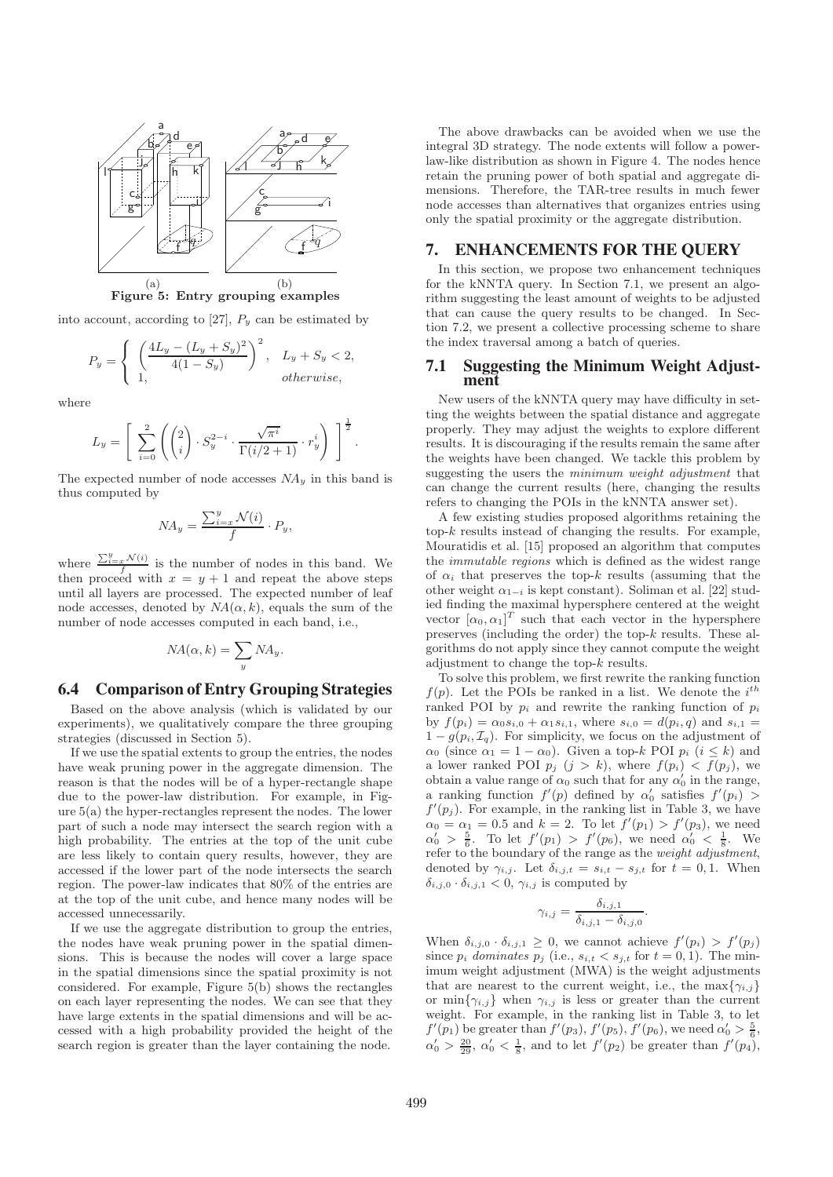a
d
b
e
j
l
h
k
c
g
i
f
q

(a)

a
d
e
b
k
l
j
h
c
i
g
f
q

(b)

**Figure 5: Entry grouping examples**

into account, according to [27], $P_y$ can be estimated by

$$P_y = \begin{cases} \left(\dfrac{4L_y - (L_y + S_y)^2}{4(1 - S_y)}\right)^2, & L_y + S_y < 2, \\ 1, & otherwise, \end{cases}$$

where

$$L_y = \left[ \sum_{i=0}^{2} \left( \binom{2}{i} \cdot S_y^{2-i} \cdot \frac{\sqrt{\pi^i}}{\Gamma(i/2+1)} \cdot r_y^i \right) \right]^{\frac{1}{2}}.$$

The expected number of node accesses $NA_y$ in this band is thus computed by

$$NA_y = \frac{\sum_{i=x}^{y} \mathcal{N}(i)}{f} \cdot P_y,$$

where $\frac{\sum_{i=x}^{y} \mathcal{N}(i)}{f}$ is the number of nodes in this band. We then proceed with $x = y + 1$ and repeat the above steps until all layers are processed. The expected number of leaf node accesses, denoted by $NA(\alpha, k)$, equals the sum of the number of node accesses computed in each band, i.e.,

$$NA(\alpha, k) = \sum_{y} NA_y.$$

## 6.4 Comparison of Entry Grouping Strategies

Based on the above analysis (which is validated by our experiments), we qualitatively compare the three grouping strategies (discussed in Section 5).

If we use the spatial extents to group the entries, the nodes have weak pruning power in the aggregate dimension. The reason is that the nodes will be of a hyper-rectangle shape due to the power-law distribution. For example, in Figure 5(a) the hyper-rectangles represent the nodes. The lower part of such a node may intersect the search region with a high probability. The entries at the top of the unit cube are less likely to contain query results, however, they are accessed if the lower part of the node intersects the search region. The power-law indicates that 80% of the entries are at the top of the unit cube, and hence many nodes will be accessed unnecessarily.

If we use the aggregate distribution to group the entries, the nodes have weak pruning power in the spatial dimensions. This is because the nodes will cover a large space in the spatial dimensions since the spatial proximity is not considered. For example, Figure 5(b) shows the rectangles on each layer representing the nodes. We can see that they have large extents in the spatial dimensions and will be accessed with a high probability provided the height of the search region is greater than the layer containing the node.

The above drawbacks can be avoided when we use the integral 3D strategy. The node extents will follow a power-law-like distribution as shown in Figure 4. The nodes hence retain the pruning power of both spatial and aggregate dimensions. Therefore, the TAR-tree results in much fewer node accesses than alternatives that organizes entries using only the spatial proximity or the aggregate distribution.

# 7. ENHANCEMENTS FOR THE QUERY

In this section, we propose two enhancement techniques for the kNNTA query. In Section 7.1, we present an algorithm suggesting the least amount of weights to be adjusted that can cause the query results to be changed. In Section 7.2, we present a collective processing scheme to share the index traversal among a batch of queries.

## 7.1 Suggesting the Minimum Weight Adjustment

New users of the kNNTA query may have difficulty in setting the weights between the spatial distance and aggregate properly. They may adjust the weights to explore different results. It is discouraging if the results remain the same after the weights have been changed. We tackle this problem by suggesting the users the *minimum weight adjustment* that can change the current results (here, changing the results refers to changing the POIs in the kNNTA answer set).

A few existing studies proposed algorithms retaining the top-$k$ results instead of changing the results. For example, Mouratidis et al. [15] proposed an algorithm that computes the *immutable regions* which is defined as the widest range of $\alpha_i$ that preserves the top-$k$ results (assuming that the other weight $\alpha_{1-i}$ is kept constant). Soliman et al. [22] studied finding the maximal hypersphere centered at the weight vector $[\alpha_0, \alpha_1]^T$ such that each vector in the hypersphere preserves (including the order) the top-$k$ results. These algorithms do not apply since they cannot compute the weight adjustment to change the top-$k$ results.

To solve this problem, we first rewrite the ranking function $f(p)$. Let the POIs be ranked in a list. We denote the $i^{th}$ ranked POI by $p_i$ and rewrite the ranking function of $p_i$ by $f(p_i) = \alpha_0 s_{i,0} + \alpha_1 s_{i,1}$, where $s_{i,0} = d(p_i, q)$ and $s_{i,1} = 1 - g(p_i, \mathcal{I}_q)$. For simplicity, we focus on the adjustment of $\alpha_0$ (since $\alpha_1 = 1 - \alpha_0$). Given a top-$k$ POI $p_i$ ($i \le k$) and a lower ranked POI $p_j$ ($j > k$), where $f(p_i) < f(p_j)$, we obtain a value range of $\alpha_0$ such that for any $\alpha'_0$ in the range, a ranking function $f'(p)$ defined by $\alpha'_0$ satisfies $f'(p_i) > f'(p_j)$. For example, in the ranking list in Table 3, we have $\alpha_0 = \alpha_1 = 0.5$ and $k = 2$. To let $f'(p_1) > f'(p_3)$, we need $\alpha'_0 > \frac{5}{6}$. To let $f'(p_1) > f'(p_6)$, we need $\alpha'_0 < \frac{1}{8}$. We refer to the boundary of the range as the *weight adjustment*, denoted by $\gamma_{i,j}$. Let $\delta_{i,j,t} = s_{i,t} - s_{j,t}$ for $t = 0, 1$. When $\delta_{i,j,0} \cdot \delta_{i,j,1} < 0$, $\gamma_{i,j}$ is computed by

$$\gamma_{i,j} = \frac{\delta_{i,j,1}}{\delta_{i,j,1} - \delta_{i,j,0}}.$$

When $\delta_{i,j,0} \cdot \delta_{i,j,1} \ge 0$, we cannot achieve $f'(p_i) > f'(p_j)$ since $p_i$ *dominates* $p_j$ (i.e., $s_{i,t} < s_{j,t}$ for $t = 0, 1$). The minimum weight adjustment (MWA) is the weight adjustments that are nearest to the current weight, i.e., the $\max\{\gamma_{i,j}\}$ or $\min\{\gamma_{i,j}\}$ when $\gamma_{i,j}$ is less or greater than the current weight. For example, in the ranking list in Table 3, to let $f'(p_1)$ be greater than $f'(p_3)$, $f'(p_5)$, $f'(p_6)$, we need $\alpha'_0 > \frac{5}{6}$, $\alpha'_0 > \frac{20}{29}$, $\alpha'_0 < \frac{1}{8}$, and to let $f'(p_2)$ be greater than $f'(p_4)$,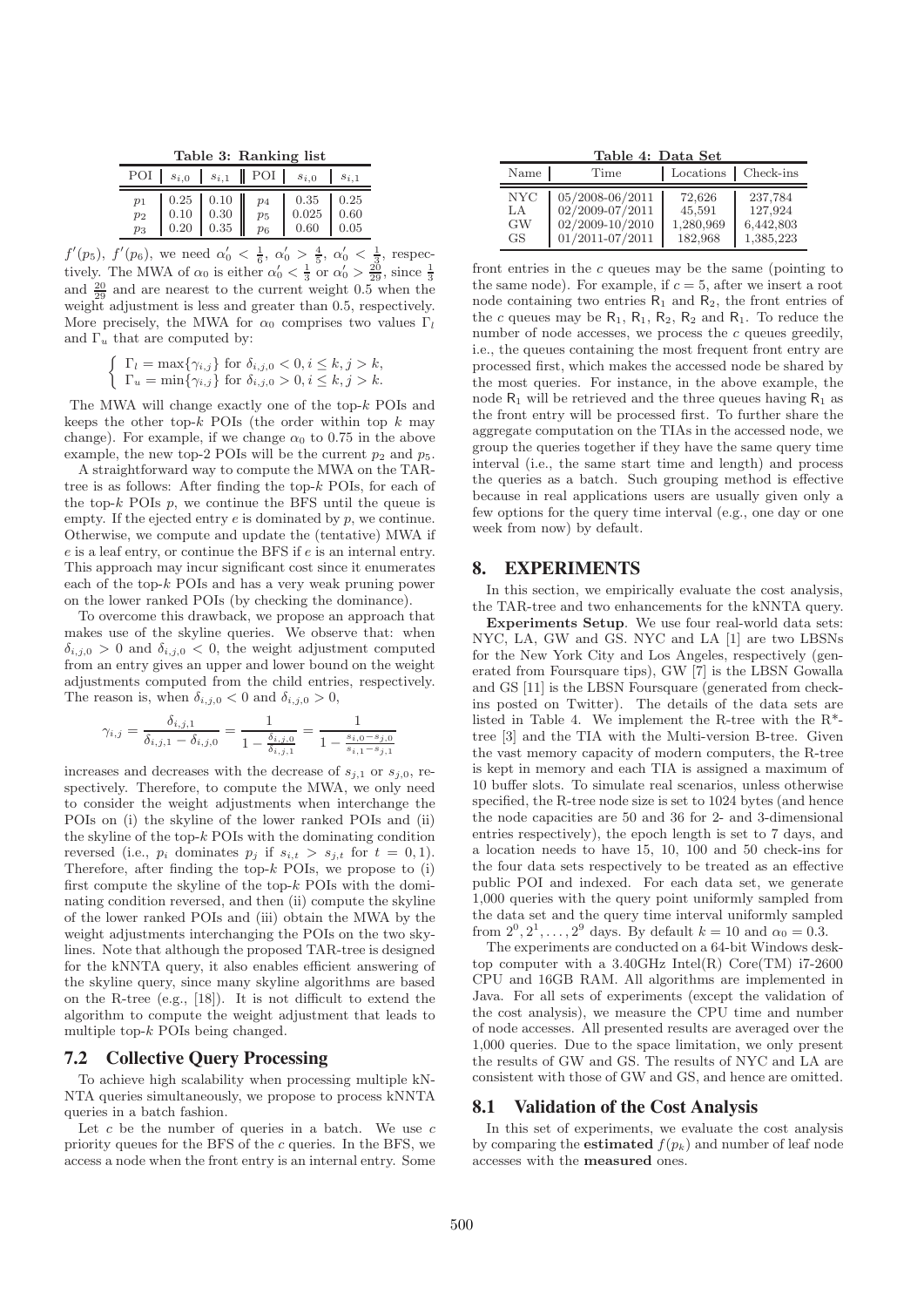**Table 3: Ranking list**

| POI | $s_{i,0}$ | $s_{i,1}$ | POI | $s_{i,0}$ | $s_{i,1}$ |
|---|---|---|---|---|---|
| $p_1$ | 0.25 | 0.10 | $p_4$ | 0.35 | 0.25 |
| $p_2$ | 0.10 | 0.30 | $p_5$ | 0.025 | 0.60 |
| $p_3$ | 0.20 | 0.35 | $p_6$ | 0.60 | 0.05 |

$f'(p_5)$, $f'(p_6)$, we need $\alpha_0' < \frac{1}{6}$, $\alpha_0' > \frac{4}{5}$, $\alpha_0' < \frac{1}{3}$, respectively. The MWA of $\alpha_0$ is either $\alpha_0' < \frac{1}{3}$ or $\alpha_0' > \frac{20}{29}$, since $\frac{1}{3}$ and $\frac{20}{29}$ are and are nearest to the current weight 0.5 when the weight adjustment is less and greater than 0.5, respectively. More precisely, the MWA for $\alpha_0$ comprises two values $\Gamma_l$ and $\Gamma_u$ that are computed by:

$$\begin{cases} \Gamma_l = \max\{\gamma_{i,j}\} \text{ for } \delta_{i,j,0} < 0, i \le k, j > k, \\ \Gamma_u = \min\{\gamma_{i,j}\} \text{ for } \delta_{i,j,0} > 0, i \le k, j > k. \end{cases}$$

The MWA will change exactly one of the top-$k$ POIs and keeps the other top-$k$ POIs (the order within top $k$ may change). For example, if we change $\alpha_0$ to 0.75 in the above example, the new top-2 POIs will be the current $p_2$ and $p_5$.

A straightforward way to compute the MWA on the TAR-tree is as follows: After finding the top-$k$ POIs, for each of the top-$k$ POIs $p$, we continue the BFS until the queue is empty. If the ejected entry $e$ is dominated by $p$, we continue. Otherwise, we compute and update the (tentative) MWA if $e$ is a leaf entry, or continue the BFS if $e$ is an internal entry. This approach may incur significant cost since it enumerates each of the top-$k$ POIs and has a very weak pruning power on the lower ranked POIs (by checking the dominance).

To overcome this drawback, we propose an approach that makes use of the skyline queries. We observe that: when $\delta_{i,j,0} > 0$ and $\delta_{i,j,0} < 0$, the weight adjustment computed from an entry gives an upper and lower bound on the weight adjustments computed from the child entries, respectively. The reason is, when $\delta_{i,j,0} < 0$ and $\delta_{i,j,0} > 0$,

$$\gamma_{i,j} = \frac{\delta_{i,j,1}}{\delta_{i,j,1} - \delta_{i,j,0}} = \frac{1}{1 - \frac{\delta_{i,j,0}}{\delta_{i,j,1}}} = \frac{1}{1 - \frac{s_{i,0} - s_{j,0}}{s_{i,1} - s_{j,1}}}$$

increases and decreases with the decrease of $s_{j,1}$ or $s_{j,0}$, respectively. Therefore, to compute the MWA, we only need to consider the weight adjustments when interchange the POIs on (i) the skyline of the lower ranked POIs and (ii) the skyline of the top-$k$ POIs with the dominating condition reversed (i.e., $p_i$ dominates $p_j$ if $s_{i,t} > s_{j,t}$ for $t = 0, 1$). Therefore, after finding the top-$k$ POIs, we propose to (i) first compute the skyline of the top-$k$ POIs with the dominating condition reversed, and then (ii) compute the skyline of the lower ranked POIs and (iii) obtain the MWA by the weight adjustments interchanging the POIs on the two skylines. Note that although the proposed TAR-tree is designed for the kNNTA query, it also enables efficient answering of the skyline query, since many skyline algorithms are based on the R-tree (e.g., [18]). It is not difficult to extend the algorithm to compute the weight adjustment that leads to multiple top-$k$ POIs being changed.

## 7.2 Collective Query Processing

To achieve high scalability when processing multiple kNNTA queries simultaneously, we propose to process kNNTA queries in a batch fashion.

Let $c$ be the number of queries in a batch. We use $c$ priority queues for the BFS of the $c$ queries. In the BFS, we access a node when the front entry is an internal entry. Some front entries in the $c$ queues may be the same (pointing to the same node). For example, if $c = 5$, after we insert a root node containing two entries $\mathsf{R}_1$ and $\mathsf{R}_2$, the front entries of the $c$ queues may be $\mathsf{R}_1$, $\mathsf{R}_1$, $\mathsf{R}_2$, $\mathsf{R}_2$ and $\mathsf{R}_1$. To reduce the number of node accesses, we process the $c$ queues greedily, i.e., the queues containing the most frequent front entry are processed first, which makes the accessed node be shared by the most queries. For instance, in the above example, the node $\mathsf{R}_1$ will be retrieved and the three queues having $\mathsf{R}_1$ as the front entry will be processed first. To further share the aggregate computation on the TIAs in the accessed node, we group the queries together if they have the same query time interval (i.e., the same start time and length) and process the queries as a batch. Such grouping method is effective because in real applications users are usually given only a few options for the query time interval (e.g., one day or one week from now) by default.

**Table 4: Data Set**

| Name | Time | Locations | Check-ins |
|---|---|---|---|
| NYC | 05/2008-06/2011 | 72,626 | 237,784 |
| LA | 02/2009-07/2011 | 45,591 | 127,924 |
| GW | 02/2009-10/2010 | 1,280,969 | 6,442,803 |
| GS | 01/2011-07/2011 | 182,968 | 1,385,223 |

## 8. EXPERIMENTS

In this section, we empirically evaluate the cost analysis, the TAR-tree and two enhancements for the kNNTA query.

**Experiments Setup**. We use four real-world data sets: NYC, LA, GW and GS. NYC and LA [1] are two LBSNs for the New York City and Los Angeles, respectively (generated from Foursquare tips), GW [7] is the LBSN Gowalla and GS [11] is the LBSN Foursquare (generated from check-ins posted on Twitter). The details of the data sets are listed in Table 4. We implement the R-tree with the R*-tree [3] and the TIA with the Multi-version B-tree. Given the vast memory capacity of modern computers, the R-tree is kept in memory and each TIA is assigned a maximum of 10 buffer slots. To simulate real scenarios, unless otherwise specified, the R-tree node size is set to 1024 bytes (and hence the node capacities are 50 and 36 for 2- and 3-dimensional entries respectively), the epoch length is set to 7 days, and a location needs to have 15, 10, 100 and 50 check-ins for the four data sets respectively to be treated as an effective public POI and indexed. For each data set, we generate 1,000 queries with the query point uniformly sampled from the data set and the query time interval uniformly sampled from $2^0, 2^1, \ldots, 2^9$ days. By default $k = 10$ and $\alpha_0 = 0.3$.

The experiments are conducted on a 64-bit Windows desktop computer with a 3.40GHz Intel(R) Core(TM) i7-2600 CPU and 16GB RAM. All algorithms are implemented in Java. For all sets of experiments (except the validation of the cost analysis), we measure the CPU time and number of node accesses. All presented results are averaged over the 1,000 queries. Due to the space limitation, we only present the results of GW and GS. The results of NYC and LA are consistent with those of GW and GS, and hence are omitted.

## 8.1 Validation of the Cost Analysis

In this set of experiments, we evaluate the cost analysis by comparing the **estimated** $f(p_k)$ and number of leaf node accesses with the **measured** ones.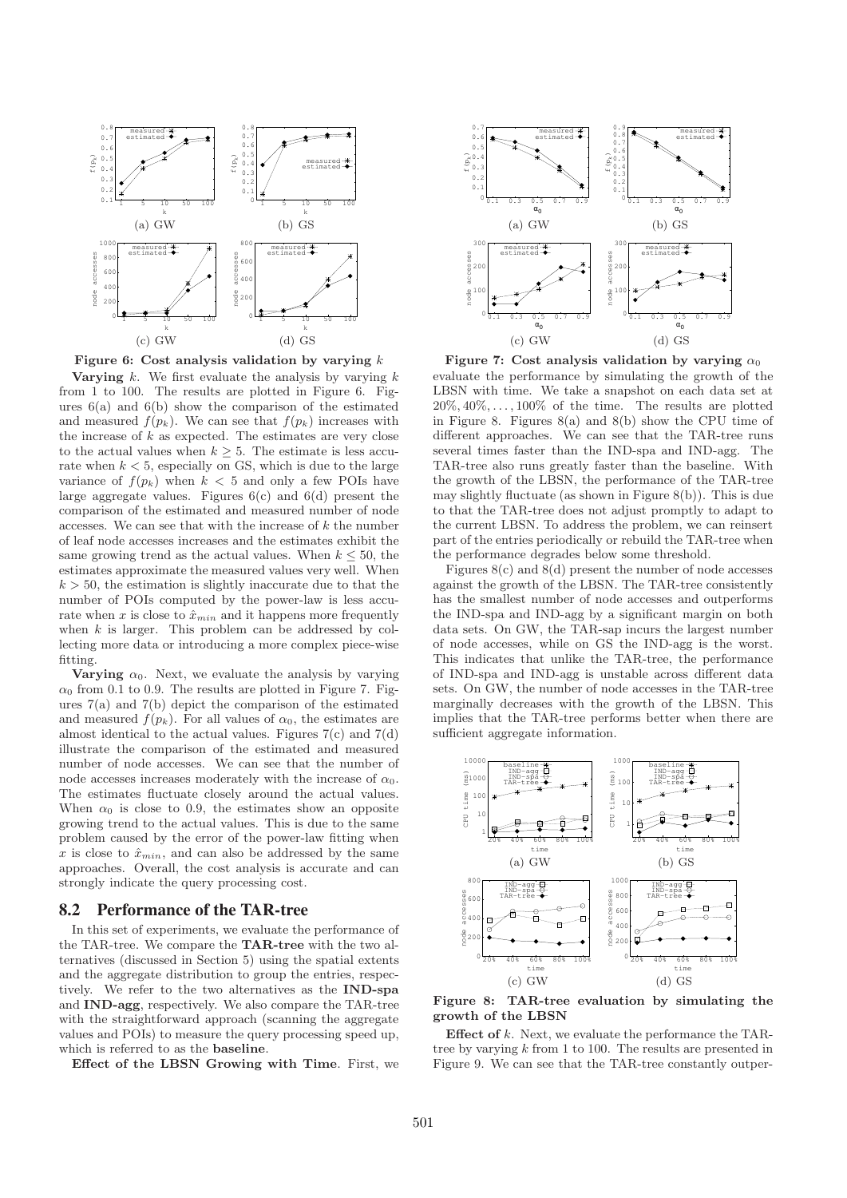0.8
0.7
0.6
0.5
0.4
0.3
0.2
0.1
f(p_k)
measured
estimated
1 5 10 50 100
k
(a) GW

0.8
0.7
0.6
0.5
0.4
0.3
0.2
0.1
0
f(p_k)
measured
estimated
1 5 10 50 100
k
(b) GS

1000
800
600
400
200
0
node accesses
measured
estimated
1 5 10 50 100
k
(c) GW

800
600
400
200
0
node accesses
measured
estimated
1 5 10 50 100
k
(d) GS

**Figure 6: Cost analysis validation by varying $k$**

**Varying** $k$. We first evaluate the analysis by varying $k$ from 1 to 100. The results are plotted in Figure 6. Figures 6(a) and 6(b) show the comparison of the estimated and measured $f(p_k)$. We can see that $f(p_k)$ increases with the increase of $k$ as expected. The estimates are very close to the actual values when $k \geq 5$. The estimate is less accurate when $k < 5$, especially on GS, which is due to the large variance of $f(p_k)$ when $k < 5$ and only a few POIs have large aggregate values. Figures 6(c) and 6(d) present the comparison of the estimated and measured number of node accesses. We can see that with the increase of $k$ the number of leaf node accesses increases and the estimates exhibit the same growing trend as the actual values. When $k \leq 50$, the estimates approximate the measured values very well. When $k > 50$, the estimation is slightly inaccurate due to that the number of POIs computed by the power-law is less accurate when $x$ is close to $\hat{x}_{min}$ and it happens more frequently when $k$ is larger. This problem can be addressed by collecting more data or introducing a more complex piece-wise fitting.

**Varying** $\alpha_0$. Next, we evaluate the analysis by varying $\alpha_0$ from 0.1 to 0.9. The results are plotted in Figure 7. Figures 7(a) and 7(b) depict the comparison of the estimated and measured $f(p_k)$. For all values of $\alpha_0$, the estimates are almost identical to the actual values. Figures 7(c) and 7(d) illustrate the comparison of the estimated and measured number of node accesses. We can see that the number of node accesses increases moderately with the increase of $\alpha_0$. The estimates fluctuate closely around the actual values. When $\alpha_0$ is close to 0.9, the estimates show an opposite growing trend to the actual values. This is due to the same problem caused by the error of the power-law fitting when $x$ is close to $\hat{x}_{min}$, and can also be addressed by the same approaches. Overall, the cost analysis is accurate and can strongly indicate the query processing cost.

## 8.2 Performance of the TAR-tree

In this set of experiments, we evaluate the performance of the TAR-tree. We compare the **TAR-tree** with the two alternatives (discussed in Section 5) using the spatial extents and the aggregate distribution to group the entries, respectively. We refer to the two alternatives as the **IND-spa** and **IND-agg**, respectively. We also compare the TAR-tree with the straightforward approach (scanning the aggregate values and POIs) to measure the query processing speed up, which is referred to as the **baseline**.

**Effect of the LBSN Growing with Time**. First, we

0.7
0.6
0.5
0.4
0.3
0.2
0.1
0
f(p_k)
measured
estimated
0.1 0.3 0.5 0.7 0.9
$\alpha_0$
(a) GW

0.9
0.8
0.7
0.6
0.5
0.4
0.3
0.2
0.1
0
f(p_k)
measured
estimated
0.1 0.3 0.5 0.7 0.9
$\alpha_0$
(b) GS

300
200
100
0
node accesses
measured
estimated
0.1 0.3 0.5 0.7 0.9
$\alpha_0$
(c) GW

300
200
100
0
node accesses
measured
estimated
0.1 0.3 0.5 0.7 0.9
$\alpha_0$
(d) GS

**Figure 7: Cost analysis validation by varying $\alpha_0$**

evaluate the performance by simulating the growth of the LBSN with time. We take a snapshot on each data set at $20\%, 40\%, \ldots, 100\%$ of the time. The results are plotted in Figure 8. Figures 8(a) and 8(b) show the CPU time of different approaches. We can see that the TAR-tree runs several times faster than the IND-spa and IND-agg. The TAR-tree also runs greatly faster than the baseline. With the growth of the LBSN, the performance of the TAR-tree may slightly fluctuate (as shown in Figure 8(b)). This is due to that the TAR-tree does not adjust promptly to adapt to the current LBSN. To address the problem, we can reinsert part of the entries periodically or rebuild the TAR-tree when the performance degrades below some threshold.

Figures 8(c) and 8(d) present the number of node accesses against the growth of the LBSN. The TAR-tree consistently has the smallest number of node accesses and outperforms the IND-spa and IND-agg by a significant margin on both data sets. On GW, the TAR-sap incurs the largest number of node accesses, while on GS the IND-agg is the worst. This indicates that unlike the TAR-tree, the performance of IND-spa and IND-agg is unstable across different data sets. On GW, the number of node accesses in the TAR-tree marginally decreases with the growth of the LBSN. This implies that the TAR-tree performs better when there are sufficient aggregate information.

10000
1000
100
10
1
CPU time (ms)
baseline
IND-agg
IND-spa
TAR-tree
20% 40% 60% 80% 100%
time
(a) GW

1000
100
10
1
CPU time (ms)
baseline
IND-agg
IND-spa
TAR-tree
20% 40% 60% 80% 100%
time
(b) GS

800
600
400
200
0
node accesses
IND-agg
IND-spa
TAR-tree
20% 40% 60% 80% 100%
time
(c) GW

1000
800
600
400
200
0
node accesses
IND-agg
IND-spa
TAR-tree
20% 40% 60% 80% 100%
time
(d) GS

**Figure 8: TAR-tree evaluation by simulating the growth of the LBSN**

**Effect of** $k$. Next, we evaluate the performance the TAR-tree by varying $k$ from 1 to 100. The results are presented in Figure 9. We can see that the TAR-tree constantly outper-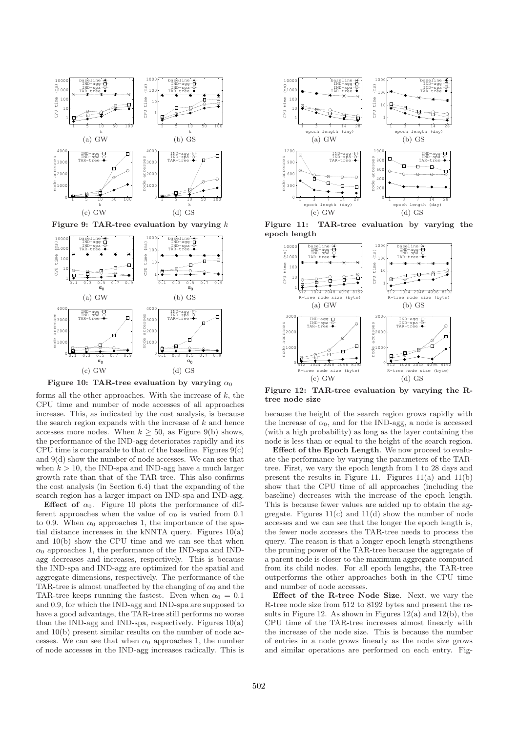baseline
IND-agg
IND-spa
TAR-tree
CPU time (ms)
10000
1000
100
10
1
1 5 10 50 100
k
(a) GW

baseline
IND-agg
IND-spa
TAR-tree
CPU time (ms)
1000
100
10
1
1 5 10 50 100
k
(b) GS

IND-agg
IND-spa
TAR-tree
node accesses
4000
3000
2000
1000
0
1 5 10 50 100
k
(c) GW

IND-agg
IND-spa
TAR-tree
node accesses
4000
3000
2000
1000
0
1 5 10 50 100
k
(d) GS

**Figure 9: TAR-tree evaluation by varying $k$**

baseline
IND-agg
IND-spa
TAR-tree
CPU time (ms)
10000
1000
100
10
1
0.1 0.3 0.5 0.7 0.9
$\alpha_0$
(a) GW

baseline
IND-agg
IND-spa
TAR-tree
CPU time (ms)
1000
100
10
1
0.1 0.3 0.5 0.7 0.9
$\alpha_0$
(b) GS

IND-agg
IND-spa
TAR-tree
node accesses
4000
3000
2000
1000
0
0.1 0.3 0.5 0.7 0.9
$\alpha_0$
(c) GW

IND-agg
IND-spa
TAR-tree
node accesses
4000
3000
2000
1000
0
0.1 0.3 0.5 0.7 0.9
$\alpha_0$
(d) GS

**Figure 10: TAR-tree evaluation by varying $\alpha_0$**

forms all the other approaches. With the increase of $k$, the CPU time and number of node accesses of all approaches increase. This, as indicated by the cost analysis, is because the search region expands with the increase of $k$ and hence accesses more nodes. When $k \geq 50$, as Figure 9(b) shows, the performance of the IND-agg deteriorates rapidly and its CPU time is comparable to that of the baseline. Figures 9(c) and 9(d) show the number of node accesses. We can see that when $k > 10$, the IND-spa and IND-agg have a much larger growth rate than that of the TAR-tree. This also confirms the cost analysis (in Section 6.4) that the expanding of the search region has a larger impact on IND-spa and IND-agg.

**Effect of $\alpha_0$.** Figure 10 plots the performance of different approaches when the value of $\alpha_0$ is varied from 0.1 to 0.9. When $\alpha_0$ approaches 1, the importance of the spatial distance increases in the kNNTA query. Figures 10(a) and 10(b) show the CPU time and we can see that when $\alpha_0$ approaches 1, the performance of the IND-spa and IND-agg decreases and increases, respectively. This is because the IND-spa and IND-agg are optimized for the spatial and aggregate dimensions, respectively. The performance of the TAR-tree is almost unaffected by the changing of $\alpha_0$ and the TAR-tree keeps running the fastest. Even when $\alpha_0 = 0.1$ and 0.9, for which the IND-agg and IND-spa are supposed to have a good advantage, the TAR-tree still performs no worse than the IND-agg and IND-spa, respectively. Figures 10(a) and 10(b) present similar results on the number of node accesses. We can see that when $\alpha_0$ approaches 1, the number of node accesses in the IND-agg increases radically. This is

baseline
IND-agg
IND-spa
TAR-tree
CPU time (ms)
10000
1000
100
10
1
1 3 7 14 28
epoch length (day)
(a) GW

baseline
IND-agg
IND-spa
TAR-tree
CPU time (ms)
1000
100
10
1
1 3 7 14 28
epoch length (day)
(b) GS

IND-agg
IND-spa
TAR-tree
node accesses
1200
900
600
300
0
1 3 7 14 28
epoch length (day)
(c) GW

IND-agg
IND-spa
TAR-tree
node accesses
1000
800
600
400
200
0
1 3 7 14 28
epoch length (day)
(d) GS

**Figure 11: TAR-tree evaluation by varying the epoch length**

baseline
IND-agg
IND-spa
TAR-tree
CPU time (ms)
10000
1000
100
10
1
512 1024 2048 4096 8192
R-tree node size (byte)
(a) GW

baseline
IND-agg
IND-spa
TAR-tree
CPU time (ms)
1000
100
10
1
512 1024 2048 4096 8192
R-tree node size (byte)
(b) GS

IND-agg
IND-spa
TAR-tree
node accesses
3000
2000
1000
0
512 1024 2048 4096 8192
R-tree node size (byte)
(c) GW

IND-agg
IND-spa
TAR-tree
node accesses
3000
2000
1000
0
512 1024 2048 4096 8192
R-tree node size (byte)
(d) GS

**Figure 12: TAR-tree evaluation by varying the R-tree node size**

because the height of the search region grows rapidly with the increase of $\alpha_0$, and for the IND-agg, a node is accessed (with a high probability) as long as the layer containing the node is less than or equal to the height of the search region.

**Effect of the Epoch Length**. We now proceed to evaluate the performance by varying the parameters of the TAR-tree. First, we vary the epoch length from 1 to 28 days and present the results in Figure 11. Figures 11(a) and 11(b) show that the CPU time of all approaches (including the baseline) decreases with the increase of the epoch length. This is because fewer values are added up to obtain the aggregate. Figures 11(c) and 11(d) show the number of node accesses and we can see that the longer the epoch length is, the fewer node accesses the TAR-tree needs to process the query. The reason is that a longer epoch length strengthens the pruning power of the TAR-tree because the aggregate of a parent node is closer to the maximum aggregate computed from its child nodes. For all epoch lengths, the TAR-tree outperforms the other approaches both in the CPU time and number of node accesses.

**Effect of the R-tree Node Size**. Next, we vary the R-tree node size from 512 to 8192 bytes and present the results in Figure 12. As shown in Figures 12(a) and 12(b), the CPU time of the TAR-tree increases almost linearly with the increase of the node size. This is because the number of entries in a node grows linearly as the node size grows and similar operations are performed on each entry. Fig-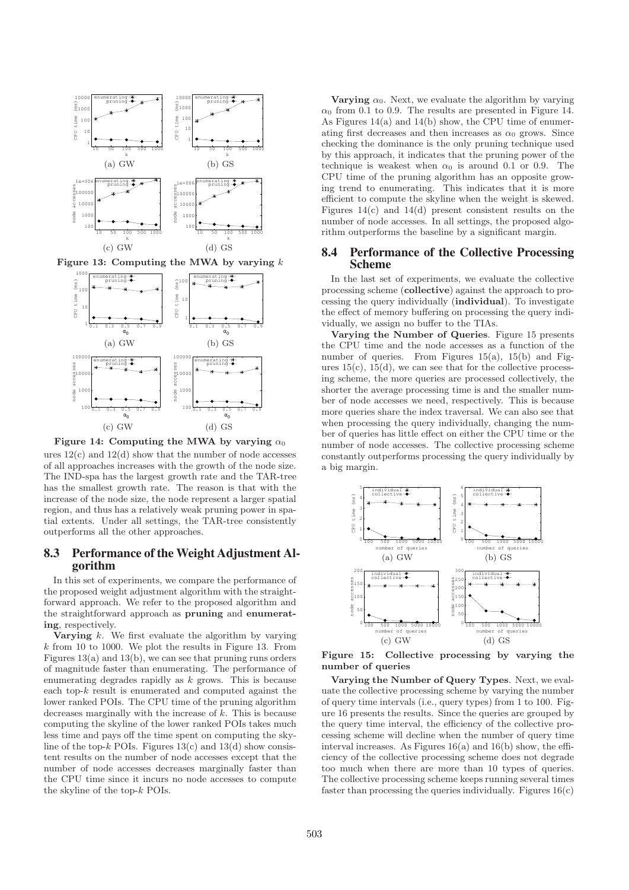10000
enumerating
pruning
CPU time (ms)
1000
100
10
1
10 50 100 500 1000
k

(a) GW

10000
enumerating
pruning
CPU time (ms)
1000
100
10
1
10 50 100 500 1000
k

(b) GS

1e+006
enumerating
pruning
node accesses
100000
10000
1000
100
10 50 100 500 1000
k

(c) GW

1e+006
enumerating
pruning
node accesses
100000
10000
1000
100
10 50 100 500 1000
k

(d) GS

**Figure 13: Computing the MWA by varying $k$**

1000
enumerating
pruning
CPU time (ms)
100
10
1
0.1 0.3 0.5 0.7 0.9
$\alpha_0$

(a) GW

enumerating
pruning
CPU time (ms)
100
10
1
0.1 0.3 0.5 0.7 0.9
$\alpha_0$

(b) GS

100000
enumerating
pruning
node accesses
10000
1000
100
0.1 0.3 0.5 0.7 0.9
$\alpha_0$

(c) GW

100000
enumerating
pruning
node accesses
10000
1000
100
0.1 0.3 0.5 0.7 0.9
$\alpha_0$

(d) GS

**Figure 14: Computing the MWA by varying $\alpha_0$**

ures 12(c) and 12(d) show that the number of node accesses of all approaches increases with the growth of the node size. The IND-spa has the largest growth rate and the TAR-tree has the smallest growth rate. The reason is that with the increase of the node size, the node represent a larger spatial region, and thus has a relatively weak pruning power in spatial extents. Under all settings, the TAR-tree consistently outperforms all the other approaches.

## 8.3 Performance of the Weight Adjustment Algorithm

In this set of experiments, we compare the performance of the proposed weight adjustment algorithm with the straightforward approach. We refer to the proposed algorithm and the straightforward approach as **pruning** and **enumerating**, respectively.

**Varying** $k$. We first evaluate the algorithm by varying $k$ from 10 to 1000. We plot the results in Figure 13. From Figures 13(a) and 13(b), we can see that pruning runs orders of magnitude faster than enumerating. The performance of enumerating degrades rapidly as $k$ grows. This is because each top-$k$ result is enumerated and computed against the lower ranked POIs. The CPU time of the pruning algorithm decreases marginally with the increase of $k$. This is because computing the skyline of the lower ranked POIs takes much less time and pays off the time spent on computing the skyline of the top-$k$ POIs. Figures 13(c) and 13(d) show consistent results on the number of node accesses except that the number of node accesses decreases marginally faster than the CPU time since it incurs no node accesses to compute the skyline of the top-$k$ POIs.

**Varying** $\alpha_0$. Next, we evaluate the algorithm by varying $\alpha_0$ from 0.1 to 0.9. The results are presented in Figure 14. As Figures 14(a) and 14(b) show, the CPU time of enumerating first decreases and then increases as $\alpha_0$ grows. Since checking the dominance is the only pruning technique used by this approach, it indicates that the pruning power of the technique is weakest when $\alpha_0$ is around 0.1 or 0.9. The CPU time of the pruning algorithm has an opposite growing trend to enumerating. This indicates that it is more efficient to compute the skyline when the weight is skewed. Figures 14(c) and 14(d) present consistent results on the number of node accesses. In all settings, the proposed algorithm outperforms the baseline by a significant margin.

## 8.4 Performance of the Collective Processing Scheme

In the last set of experiments, we evaluate the collective processing scheme (**collective**) against the approach to processing the query individually (**individual**). To investigate the effect of memory buffering on processing the query individually, we assign no buffer to the TIAs.

**Varying the Number of Queries**. Figure 15 presents the CPU time and the node accesses as a function of the number of queries. From Figures 15(a), 15(b) and Figures 15(c), 15(d), we can see that for the collective processing scheme, the more queries are processed collectively, the shorter the average processing time is and the smaller number of node accesses we need, respectively. This is because more queries share the index traversal. We can also see that when processing the query individually, changing the number of queries has little effect on either the CPU time or the number of node accesses. The collective processing scheme constantly outperforms processing the query individually by a big margin.

5
individual
collective
CPU time (ms)
4
3
2
1
0
100 500 1000 5000 10000
number of queries

(a) GW

6
individual
collective
CPU time (ms)
5
4
3
2
1
0
100 500 1000 5000 10000
number of queries

(b) GS

200
individual
collective
node accesses
150
100
50
0
100 500 1000 5000 10000
number of queries

(c) GW

300
individual
collective
node accesses
250
200
150
100
50
0
100 500 1000 5000 10000
number of queries

(d) GS

**Figure 15: Collective processing by varying the number of queries**

**Varying the Number of Query Types**. Next, we evaluate the collective processing scheme by varying the number of query time intervals (i.e., query types) from 1 to 100. Figure 16 presents the results. Since the queries are grouped by the query time interval, the efficiency of the collective processing scheme will decline when the number of query time interval increases. As Figures 16(a) and 16(b) show, the efficiency of the collective processing scheme does not degrade too much when there are more than 10 types of queries. The collective processing scheme keeps running several times faster than processing the queries individually. Figures 16(c)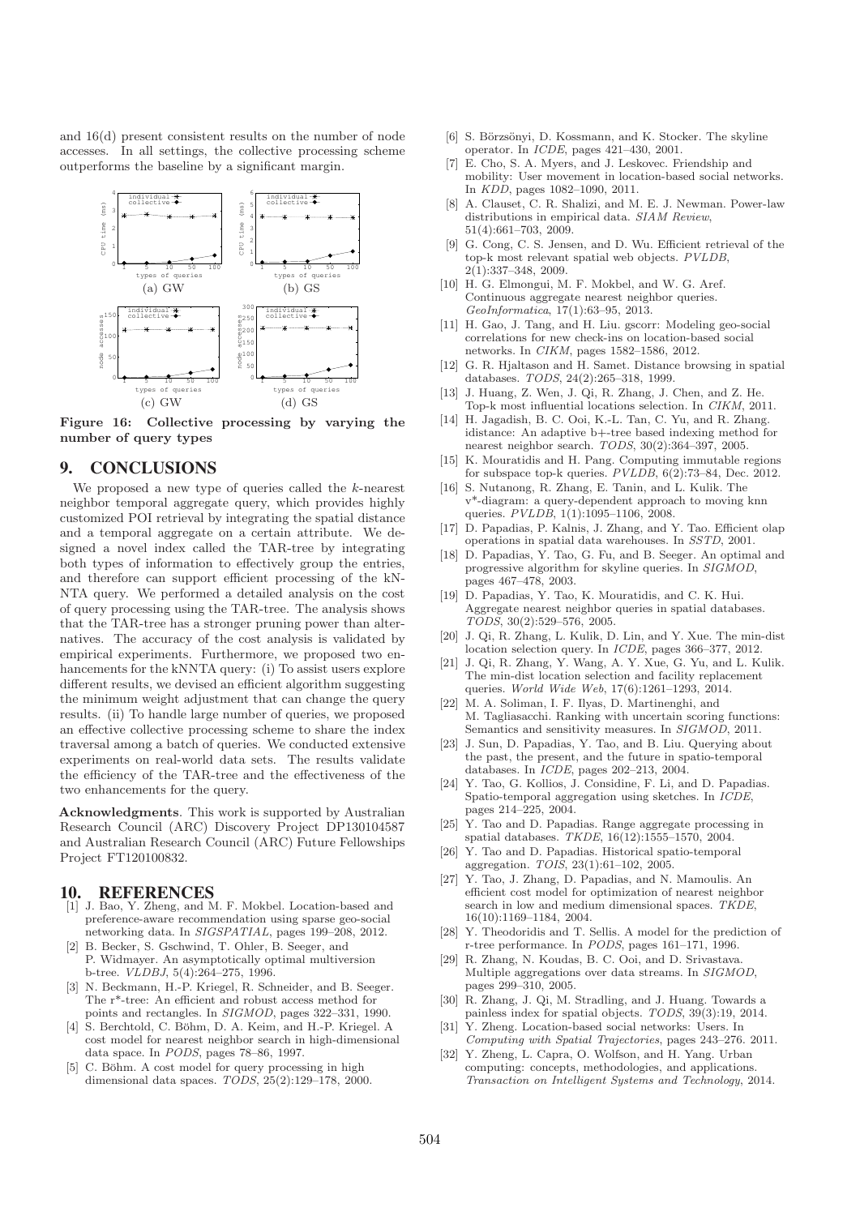and 16(d) present consistent results on the number of node accesses. In all settings, the collective processing scheme outperforms the baseline by a significant margin.

individual
collective
CPU time (ms)
types of queries
(a) GW

individual
collective
CPU time (ms)
types of queries
(b) GS

individual
collective
node accesses
types of queries
(c) GW

individual
collective
node accesses
types of queries
(d) GS

**Figure 16: Collective processing by varying the number of query types**

## 9. CONCLUSIONS

We proposed a new type of queries called the $k$-nearest neighbor temporal aggregate query, which provides highly customized POI retrieval by integrating the spatial distance and a temporal aggregate on a certain attribute. We designed a novel index called the TAR-tree by integrating both types of information to effectively group the entries, and therefore can support efficient processing of the kNNTA query. We performed a detailed analysis on the cost of query processing using the TAR-tree. The analysis shows that the TAR-tree has a stronger pruning power than alternatives. The accuracy of the cost analysis is validated by empirical experiments. Furthermore, we proposed two enhancements for the kNNTA query: (i) To assist users explore different results, we devised an efficient algorithm suggesting the minimum weight adjustment that can change the query results. (ii) To handle large number of queries, we proposed an effective collective processing scheme to share the index traversal among a batch of queries. We conducted extensive experiments on real-world data sets. The results validate the efficiency of the TAR-tree and the effectiveness of the two enhancements for the query.

**Acknowledgments**. This work is supported by Australian Research Council (ARC) Discovery Project DP130104587 and Australian Research Council (ARC) Future Fellowships Project FT120100832.

## 10. REFERENCES

[1] J. Bao, Y. Zheng, and M. F. Mokbel. Location-based and preference-aware recommendation using sparse geo-social networking data. In *SIGSPATIAL*, pages 199–208, 2012.

[2] B. Becker, S. Gschwind, T. Ohler, B. Seeger, and P. Widmayer. An asymptotically optimal multiversion b-tree. *VLDBJ*, 5(4):264–275, 1996.

[3] N. Beckmann, H.-P. Kriegel, R. Schneider, and B. Seeger. The r*-tree: An efficient and robust access method for points and rectangles. In *SIGMOD*, pages 322–331, 1990.

[4] S. Berchtold, C. Böhm, D. A. Keim, and H.-P. Kriegel. A cost model for nearest neighbor search in high-dimensional data space. In *PODS*, pages 78–86, 1997.

[5] C. Böhm. A cost model for query processing in high dimensional data spaces. *TODS*, 25(2):129–178, 2000.

[6] S. Börzsönyi, D. Kossmann, and K. Stocker. The skyline operator. In *ICDE*, pages 421–430, 2001.

[7] E. Cho, S. A. Myers, and J. Leskovec. Friendship and mobility: User movement in location-based social networks. In *KDD*, pages 1082–1090, 2011.

[8] A. Clauset, C. R. Shalizi, and M. E. J. Newman. Power-law distributions in empirical data. *SIAM Review*, 51(4):661–703, 2009.

[9] G. Cong, C. S. Jensen, and D. Wu. Efficient retrieval of the top-k most relevant spatial web objects. *PVLDB*, 2(1):337–348, 2009.

[10] H. G. Elmongui, M. F. Mokbel, and W. G. Aref. Continuous aggregate nearest neighbor queries. *GeoInformatica*, 17(1):63–95, 2013.

[11] H. Gao, J. Tang, and H. Liu. gscorr: Modeling geo-social correlations for new check-ins on location-based social networks. In *CIKM*, pages 1582–1586, 2012.

[12] G. R. Hjaltason and H. Samet. Distance browsing in spatial databases. *TODS*, 24(2):265–318, 1999.

[13] J. Huang, Z. Wen, J. Qi, R. Zhang, J. Chen, and Z. He. Top-k most influential locations selection. In *CIKM*, 2011.

[14] H. Jagadish, B. C. Ooi, K.-L. Tan, C. Yu, and R. Zhang. idistance: An adaptive b+-tree based indexing method for nearest neighbor search. *TODS*, 30(2):364–397, 2005.

[15] K. Mouratidis and H. Pang. Computing immutable regions for subspace top-k queries. *PVLDB*, 6(2):73–84, Dec. 2012.

[16] S. Nutanong, R. Zhang, E. Tanin, and L. Kulik. The v*-diagram: a query-dependent approach to moving knn queries. *PVLDB*, 1(1):1095–1106, 2008.

[17] D. Papadias, P. Kalnis, J. Zhang, and Y. Tao. Efficient olap operations in spatial data warehouses. In *SSTD*, 2001.

[18] D. Papadias, Y. Tao, G. Fu, and B. Seeger. An optimal and progressive algorithm for skyline queries. In *SIGMOD*, pages 467–478, 2003.

[19] D. Papadias, Y. Tao, K. Mouratidis, and C. K. Hui. Aggregate nearest neighbor queries in spatial databases. *TODS*, 30(2):529–576, 2005.

[20] J. Qi, R. Zhang, L. Kulik, D. Lin, and Y. Xue. The min-dist location selection query. In *ICDE*, pages 366–377, 2012.

[21] J. Qi, R. Zhang, Y. Wang, A. Y. Xue, G. Yu, and L. Kulik. The min-dist location selection and facility replacement queries. *World Wide Web*, 17(6):1261–1293, 2014.

[22] M. A. Soliman, I. F. Ilyas, D. Martinenghi, and M. Tagliasacchi. Ranking with uncertain scoring functions: Semantics and sensitivity measures. In *SIGMOD*, 2011.

[23] J. Sun, D. Papadias, Y. Tao, and B. Liu. Querying about the past, the present, and the future in spatio-temporal databases. In *ICDE*, pages 202–213, 2004.

[24] Y. Tao, G. Kollios, J. Considine, F. Li, and D. Papadias. Spatio-temporal aggregation using sketches. In *ICDE*, pages 214–225, 2004.

[25] Y. Tao and D. Papadias. Range aggregate processing in spatial databases. *TKDE*, 16(12):1555–1570, 2004.

[26] Y. Tao and D. Papadias. Historical spatio-temporal aggregation. *TOIS*, 23(1):61–102, 2005.

[27] Y. Tao, J. Zhang, D. Papadias, and N. Mamoulis. An efficient cost model for optimization of nearest neighbor search in low and medium dimensional spaces. *TKDE*, 16(10):1169–1184, 2004.

[28] Y. Theodoridis and T. Sellis. A model for the prediction of r-tree performance. In *PODS*, pages 161–171, 1996.

[29] R. Zhang, N. Koudas, B. C. Ooi, and D. Srivastava. Multiple aggregations over data streams. In *SIGMOD*, pages 299–310, 2005.

[30] R. Zhang, J. Qi, M. Stradling, and J. Huang. Towards a painless index for spatial objects. *TODS*, 39(3):19, 2014.

[31] Y. Zheng. Location-based social networks: Users. In *Computing with Spatial Trajectories*, pages 243–276. 2011.

[32] Y. Zheng, L. Capra, O. Wolfson, and H. Yang. Urban computing: concepts, methodologies, and applications. *Transaction on Intelligent Systems and Technology*, 2014.